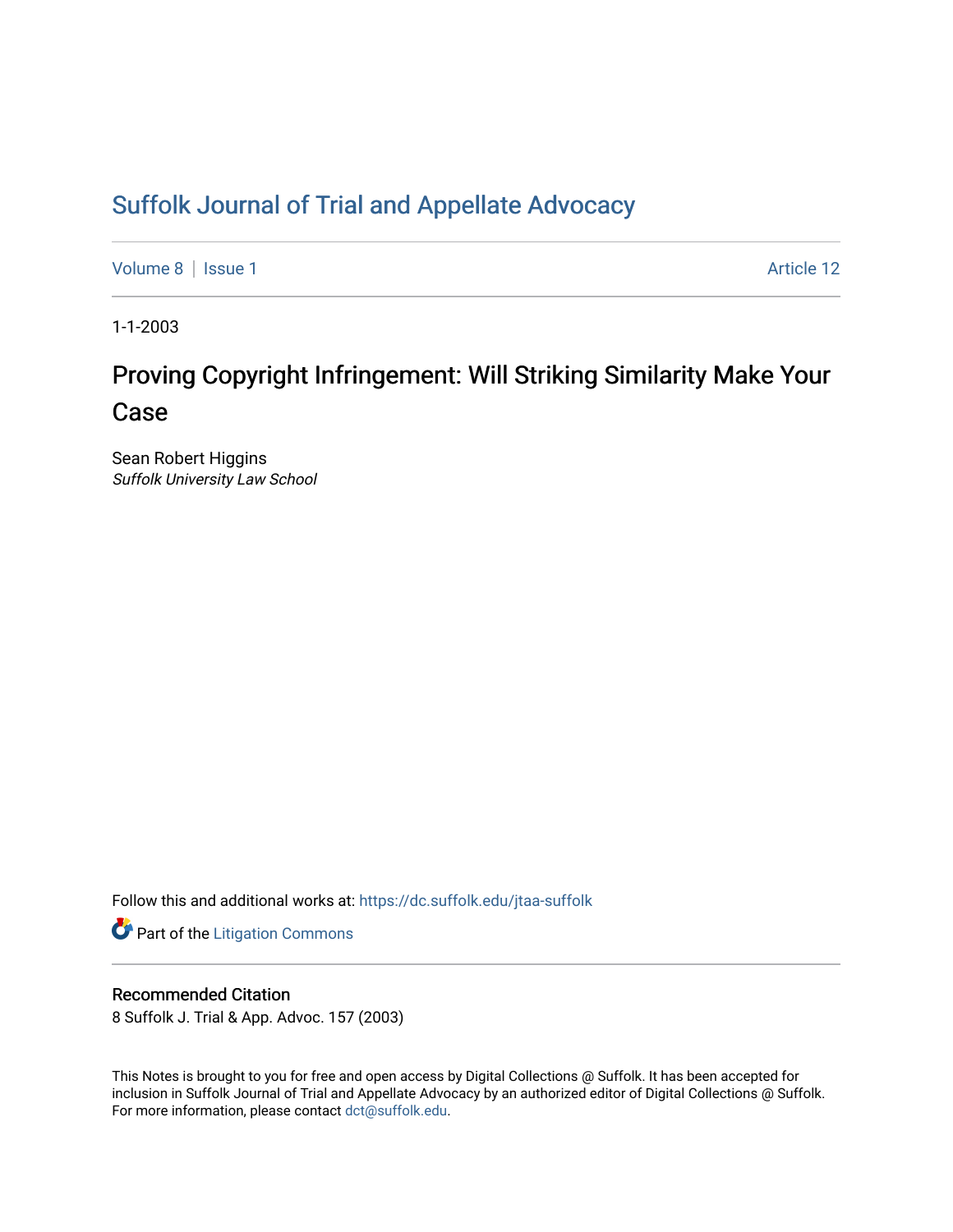# Suffolk Journal of Trial and Appellate Advocacy

Volume 8 | Issue 1 Article 12

1-1-2003

## Proving Copyright Infringement: Will Striking Similarity Make Your Case

Sean Robert Higgins
*Suffolk University Law School*

Follow this and additional works at: https://dc.suffolk.edu/jtaa-suffolk

Part of the Litigation Commons

### Recommended Citation

8 Suffolk J. Trial & App. Advoc. 157 (2003)

This Notes is brought to you for free and open access by Digital Collections @ Suffolk. It has been accepted for inclusion in Suffolk Journal of Trial and Appellate Advocacy by an authorized editor of Digital Collections @ Suffolk. For more information, please contact dct@suffolk.edu.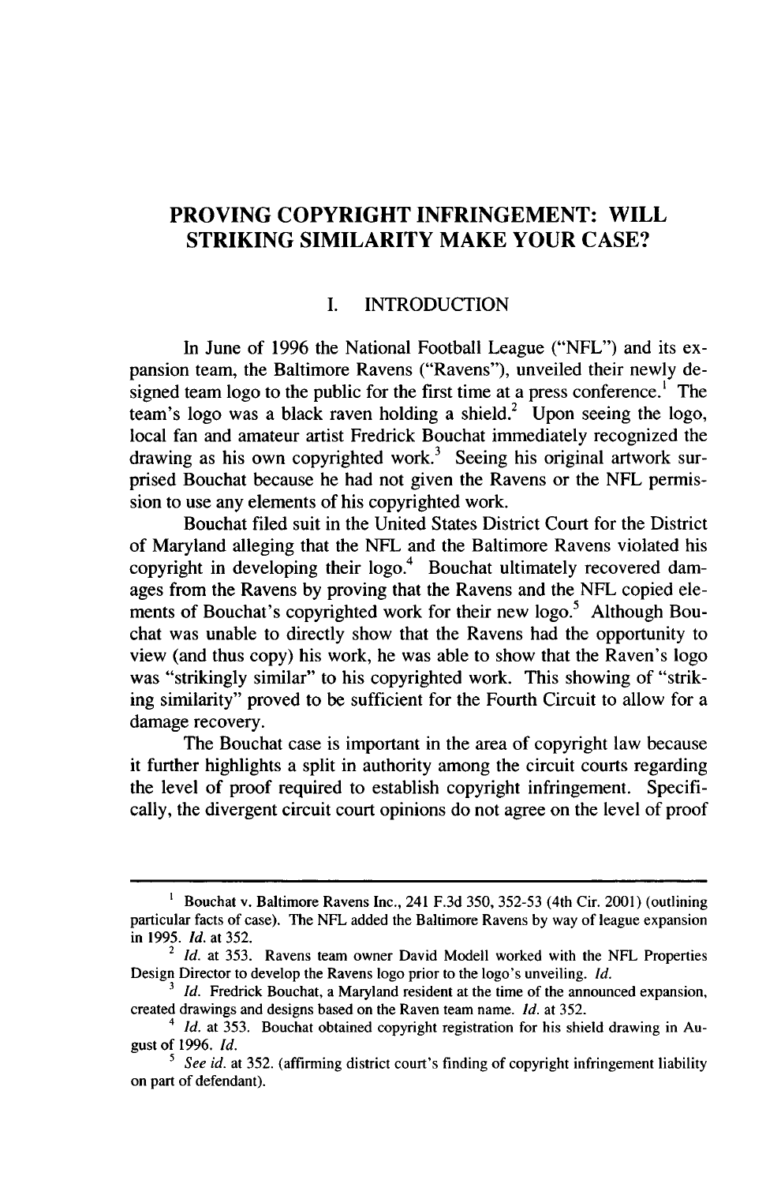# PROVING COPYRIGHT INFRINGEMENT: WILL STRIKING SIMILARITY MAKE YOUR CASE?

## I. INTRODUCTION

In June of 1996 the National Football League ("NFL") and its expansion team, the Baltimore Ravens ("Ravens"), unveiled their newly designed team logo to the public for the first time at a press conference.[1] The team's logo was a black raven holding a shield.[2] Upon seeing the logo, local fan and amateur artist Fredrick Bouchat immediately recognized the drawing as his own copyrighted work.[3] Seeing his original artwork surprised Bouchat because he had not given the Ravens or the NFL permission to use any elements of his copyrighted work.

Bouchat filed suit in the United States District Court for the District of Maryland alleging that the NFL and the Baltimore Ravens violated his copyright in developing their logo.[4] Bouchat ultimately recovered damages from the Ravens by proving that the Ravens and the NFL copied elements of Bouchat's copyrighted work for their new logo.[5] Although Bouchat was unable to directly show that the Ravens had the opportunity to view (and thus copy) his work, he was able to show that the Raven's logo was "strikingly similar" to his copyrighted work. This showing of "striking similarity" proved to be sufficient for the Fourth Circuit to allow for a damage recovery.

The Bouchat case is important in the area of copyright law because it further highlights a split in authority among the circuit courts regarding the level of proof required to establish copyright infringement. Specifically, the divergent circuit court opinions do not agree on the level of proof

---

[1] Bouchat v. Baltimore Ravens Inc., 241 F.3d 350, 352-53 (4th Cir. 2001) (outlining particular facts of case). The NFL added the Baltimore Ravens by way of league expansion in 1995. *Id.* at 352.

[2] *Id.* at 353. Ravens team owner David Modell worked with the NFL Properties Design Director to develop the Ravens logo prior to the logo's unveiling. *Id.*

[3] *Id.* Fredrick Bouchat, a Maryland resident at the time of the announced expansion, created drawings and designs based on the Raven team name. *Id.* at 352.

[4] *Id.* at 353. Bouchat obtained copyright registration for his shield drawing in August of 1996. *Id.*

[5] *See id.* at 352. (affirming district court's finding of copyright infringement liability on part of defendant).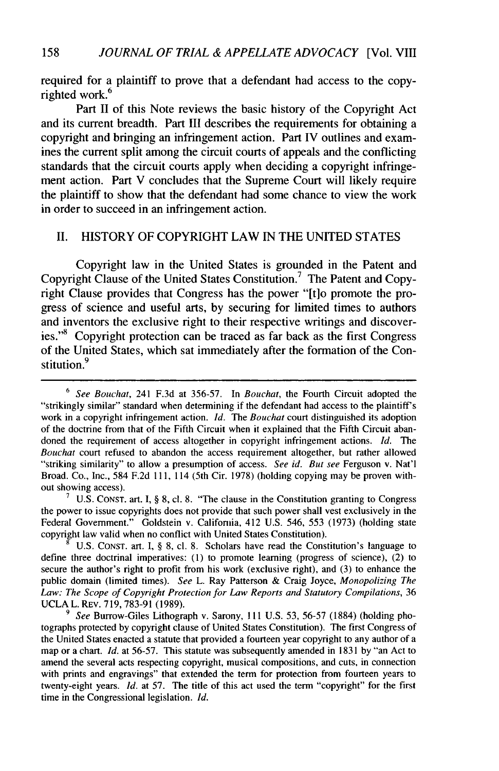required for a plaintiff to prove that a defendant had access to the copyrighted work.[6]

Part II of this Note reviews the basic history of the Copyright Act and its current breadth. Part III describes the requirements for obtaining a copyright and bringing an infringement action. Part IV outlines and examines the current split among the circuit courts of appeals and the conflicting standards that the circuit courts apply when deciding a copyright infringement action. Part V concludes that the Supreme Court will likely require the plaintiff to show that the defendant had some chance to view the work in order to succeed in an infringement action.

## II. HISTORY OF COPYRIGHT LAW IN THE UNITED STATES

Copyright law in the United States is grounded in the Patent and Copyright Clause of the United States Constitution.[7] The Patent and Copyright Clause provides that Congress has the power "[t]o promote the progress of science and useful arts, by securing for limited times to authors and inventors the exclusive right to their respective writings and discoveries."[8] Copyright protection can be traced as far back as the first Congress of the United States, which sat immediately after the formation of the Constitution.[9]

---

[6] *See Bouchat*, 241 F.3d at 356-57. In *Bouchat*, the Fourth Circuit adopted the "strikingly similar" standard when determining if the defendant had access to the plaintiff's work in a copyright infringement action. *Id.* The *Bouchat* court distinguished its adoption of the doctrine from that of the Fifth Circuit when it explained that the Fifth Circuit abandoned the requirement of access altogether in copyright infringement actions. *Id.* The *Bouchat* court refused to abandon the access requirement altogether, but rather allowed "striking similarity" to allow a presumption of access. *See id. But see* Ferguson v. Nat'l Broad. Co., Inc., 584 F.2d 111, 114 (5th Cir. 1978) (holding copying may be proven without showing access).

[7] U.S. CONST. art. I, § 8, cl. 8. "The clause in the Constitution granting to Congress the power to issue copyrights does not provide that such power shall vest exclusively in the Federal Government." Goldstein v. California, 412 U.S. 546, 553 (1973) (holding state copyright law valid when no conflict with United States Constitution).

[8] U.S. CONST. art. I, § 8, cl. 8. Scholars have read the Constitution's language to define three doctrinal imperatives: (1) to promote learning (progress of science), (2) to secure the author's right to profit from his work (exclusive right), and (3) to enhance the public domain (limited times). *See* L. Ray Patterson & Craig Joyce, *Monopolizing The Law: The Scope of Copyright Protection for Law Reports and Statutory Compilations*, 36 UCLA L. REV. 719, 783-91 (1989).

[9] *See* Burrow-Giles Lithograph v. Sarony, 111 U.S. 53, 56-57 (1884) (holding photographs protected by copyright clause of United States Constitution). The first Congress of the United States enacted a statute that provided a fourteen year copyright to any author of a map or a chart. *Id.* at 56-57. This statute was subsequently amended in 1831 by "an Act to amend the several acts respecting copyright, musical compositions, and cuts, in connection with prints and engravings" that extended the term for protection from fourteen years to twenty-eight years. *Id.* at 57. The title of this act used the term "copyright" for the first time in the Congressional legislation. *Id.*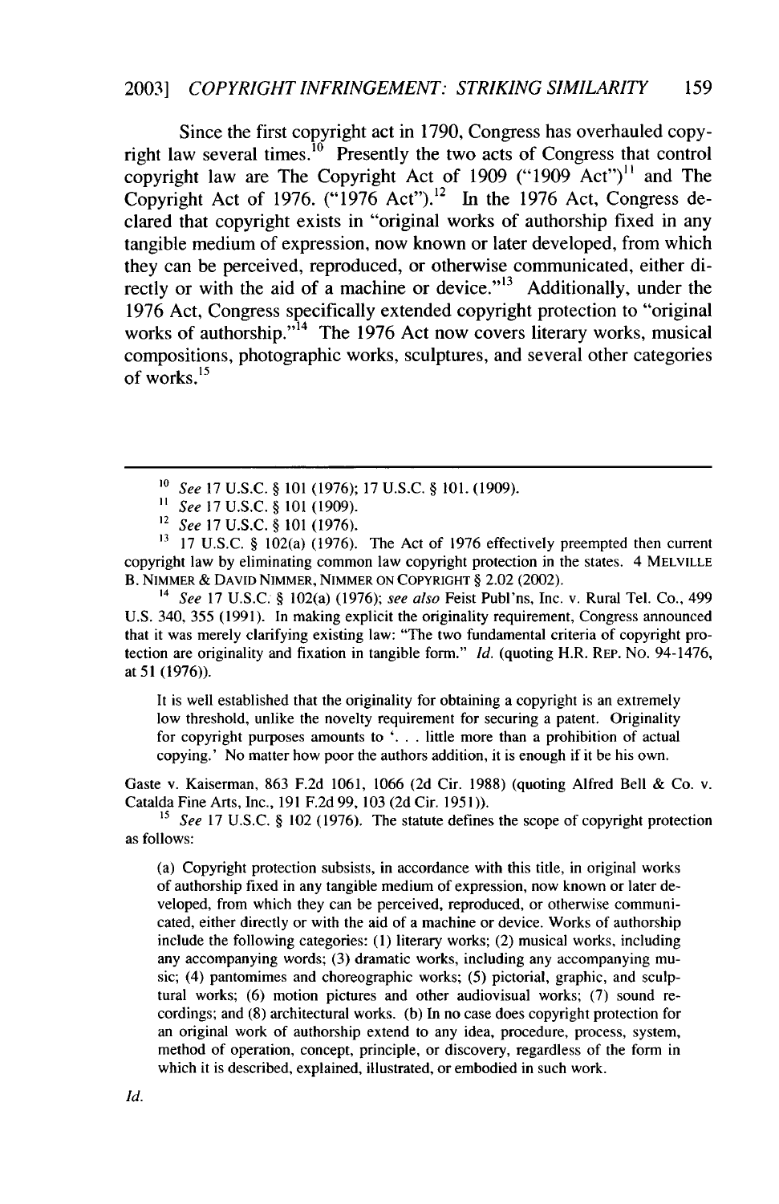Since the first copyright act in 1790, Congress has overhauled copyright law several times.[10] Presently the two acts of Congress that control copyright law are The Copyright Act of 1909 ("1909 Act")[11] and The Copyright Act of 1976. ("1976 Act").[12] In the 1976 Act, Congress declared that copyright exists in "original works of authorship fixed in any tangible medium of expression, now known or later developed, from which they can be perceived, reproduced, or otherwise communicated, either directly or with the aid of a machine or device."[13] Additionally, under the 1976 Act, Congress specifically extended copyright protection to "original works of authorship."[14] The 1976 Act now covers literary works, musical compositions, photographic works, sculptures, and several other categories of works.[15]

---

[10] *See* 17 U.S.C. § 101 (1976); 17 U.S.C. § 101. (1909).

[11] *See* 17 U.S.C. § 101 (1909).

[12] *See* 17 U.S.C. § 101 (1976).

[13] 17 U.S.C. § 102(a) (1976). The Act of 1976 effectively preempted then current copyright law by eliminating common law copyright protection in the states. 4 MELVILLE B. NIMMER & DAVID NIMMER, NIMMER ON COPYRIGHT § 2.02 (2002).

[14] *See* 17 U.S.C. § 102(a) (1976); *see also* Feist Publ'ns, Inc. v. Rural Tel. Co., 499 U.S. 340, 355 (1991). In making explicit the originality requirement, Congress announced that it was merely clarifying existing law: "The two fundamental criteria of copyright protection are originality and fixation in tangible form." *Id.* (quoting H.R. REP. NO. 94-1476, at 51 (1976)).

> It is well established that the originality for obtaining a copyright is an extremely low threshold, unlike the novelty requirement for securing a patent. Originality for copyright purposes amounts to '. . . little more than a prohibition of actual copying.' No matter how poor the authors addition, it is enough if it be his own.

Gaste v. Kaiserman, 863 F.2d 1061, 1066 (2d Cir. 1988) (quoting Alfred Bell & Co. v. Catalda Fine Arts, Inc., 191 F.2d 99, 103 (2d Cir. 1951)).

[15] *See* 17 U.S.C. § 102 (1976). The statute defines the scope of copyright protection as follows:

> (a) Copyright protection subsists, in accordance with this title, in original works of authorship fixed in any tangible medium of expression, now known or later developed, from which they can be perceived, reproduced, or otherwise communicated, either directly or with the aid of a machine or device. Works of authorship include the following categories: (1) literary works; (2) musical works, including any accompanying words; (3) dramatic works, including any accompanying music; (4) pantomimes and choreographic works; (5) pictorial, graphic, and sculptural works; (6) motion pictures and other audiovisual works; (7) sound recordings; and (8) architectural works. (b) In no case does copyright protection for an original work of authorship extend to any idea, procedure, process, system, method of operation, concept, principle, or discovery, regardless of the form in which it is described, explained, illustrated, or embodied in such work.

*Id.*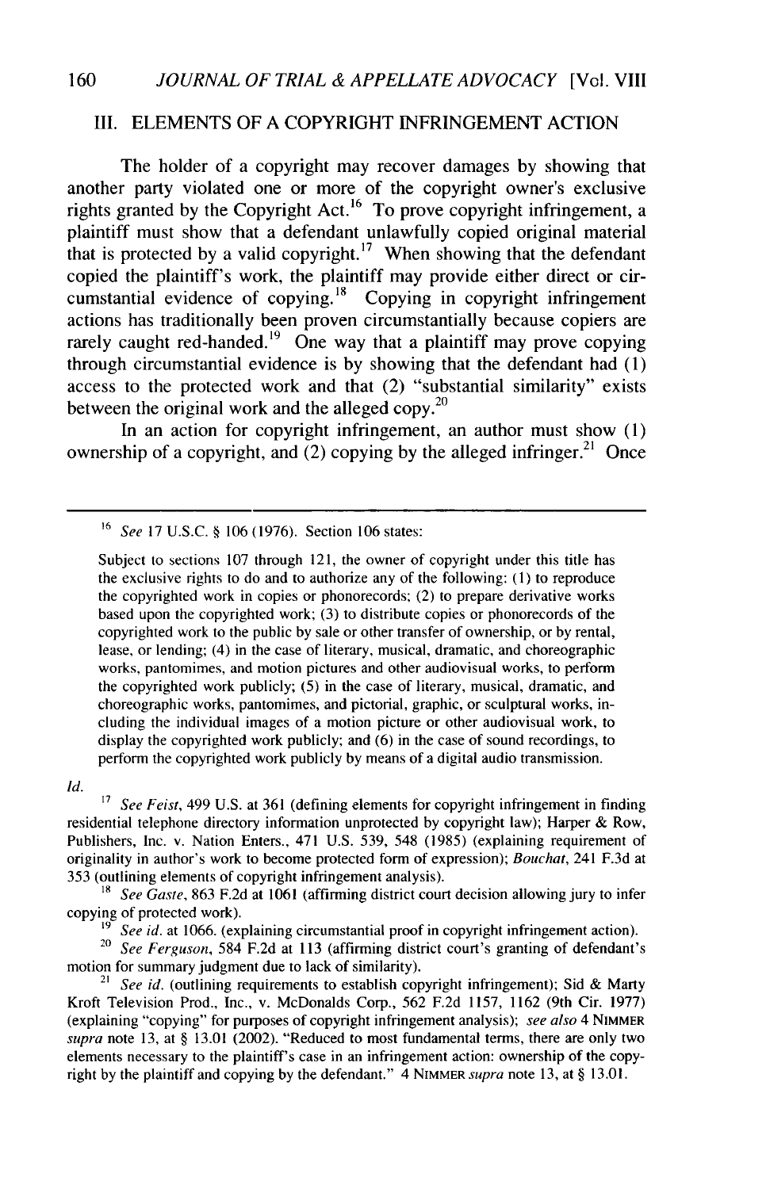## III. ELEMENTS OF A COPYRIGHT INFRINGEMENT ACTION

The holder of a copyright may recover damages by showing that another party violated one or more of the copyright owner's exclusive rights granted by the Copyright Act.[16] To prove copyright infringement, a plaintiff must show that a defendant unlawfully copied original material that is protected by a valid copyright.[17] When showing that the defendant copied the plaintiff's work, the plaintiff may provide either direct or circumstantial evidence of copying.[18] Copying in copyright infringement actions has traditionally been proven circumstantially because copiers are rarely caught red-handed.[19] One way that a plaintiff may prove copying through circumstantial evidence is by showing that the defendant had (1) access to the protected work and that (2) "substantial similarity" exists between the original work and the alleged copy.[20]

In an action for copyright infringement, an author must show (1) ownership of a copyright, and (2) copying by the alleged infringer.[21] Once

---

[16] *See* 17 U.S.C. § 106 (1976). Section 106 states:

> Subject to sections 107 through 121, the owner of copyright under this title has the exclusive rights to do and to authorize any of the following: (1) to reproduce the copyrighted work in copies or phonorecords; (2) to prepare derivative works based upon the copyrighted work; (3) to distribute copies or phonorecords of the copyrighted work to the public by sale or other transfer of ownership, or by rental, lease, or lending; (4) in the case of literary, musical, dramatic, and choreographic works, pantomimes, and motion pictures and other audiovisual works, to perform the copyrighted work publicly; (5) in the case of literary, musical, dramatic, and choreographic works, pantomimes, and pictorial, graphic, or sculptural works, including the individual images of a motion picture or other audiovisual work, to display the copyrighted work publicly; and (6) in the case of sound recordings, to perform the copyrighted work publicly by means of a digital audio transmission.

*Id.*

[17] *See Feist*, 499 U.S. at 361 (defining elements for copyright infringement in finding residential telephone directory information unprotected by copyright law); Harper & Row, Publishers, Inc. v. Nation Enters., 471 U.S. 539, 548 (1985) (explaining requirement of originality in author's work to become protected form of expression); *Bouchat*, 241 F.3d at 353 (outlining elements of copyright infringement analysis).

[18] *See Gaste*, 863 F.2d at 1061 (affirming district court decision allowing jury to infer copying of protected work).

[19] *See id.* at 1066. (explaining circumstantial proof in copyright infringement action).

[20] *See Ferguson*, 584 F.2d at 113 (affirming district court's granting of defendant's motion for summary judgment due to lack of similarity).

[21] *See id.* (outlining requirements to establish copyright infringement); Sid & Marty Kroft Television Prod., Inc., v. McDonalds Corp., 562 F.2d 1157, 1162 (9th Cir. 1977) (explaining "copying" for purposes of copyright infringement analysis); *see also* 4 NIMMER *supra* note 13, at § 13.01 (2002). "Reduced to most fundamental terms, there are only two elements necessary to the plaintiff's case in an infringement action: ownership of the copyright by the plaintiff and copying by the defendant." 4 NIMMER *supra* note 13, at § 13.01.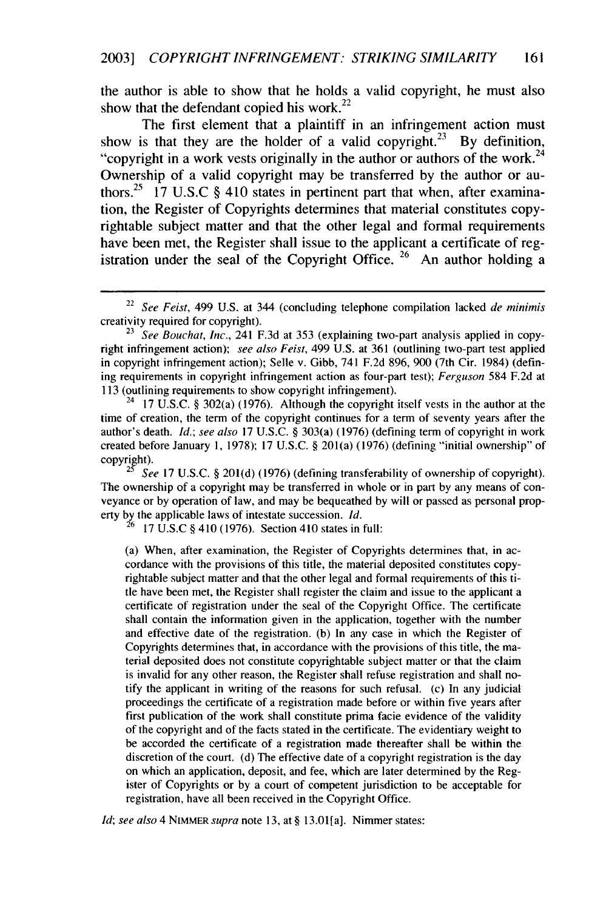the author is able to show that he holds a valid copyright, he must also show that the defendant copied his work.[22]

The first element that a plaintiff in an infringement action must show is that they are the holder of a valid copyright.[23] By definition, "copyright in a work vests originally in the author or authors of the work.[24] Ownership of a valid copyright may be transferred by the author or authors.[25] 17 U.S.C § 410 states in pertinent part that when, after examination, the Register of Copyrights determines that material constitutes copyrightable subject matter and that the other legal and formal requirements have been met, the Register shall issue to the applicant a certificate of registration under the seal of the Copyright Office. [26] An author holding a

---

[22] *See Feist*, 499 U.S. at 344 (concluding telephone compilation lacked *de minimis* creativity required for copyright).

[23] *See Bouchat, Inc.*, 241 F.3d at 353 (explaining two-part analysis applied in copyright infringement action); *see also Feist*, 499 U.S. at 361 (outlining two-part test applied in copyright infringement action); Selle v. Gibb, 741 F.2d 896, 900 (7th Cir. 1984) (defining requirements in copyright infringement action as four-part test); *Ferguson* 584 F.2d at 113 (outlining requirements to show copyright infringement).

[24] 17 U.S.C. § 302(a) (1976). Although the copyright itself vests in the author at the time of creation, the term of the copyright continues for a term of seventy years after the author's death. *Id.*; *see also* 17 U.S.C. § 303(a) (1976) (defining term of copyright in work created before January 1, 1978); 17 U.S.C. § 201(a) (1976) (defining "initial ownership" of copyright).

[25] *See* 17 U.S.C. § 201(d) (1976) (defining transferability of ownership of copyright). The ownership of a copyright may be transferred in whole or in part by any means of conveyance or by operation of law, and may be bequeathed by will or passed as personal property by the applicable laws of intestate succession. *Id.*

[26] 17 U.S.C § 410 (1976). Section 410 states in full:

> (a) When, after examination, the Register of Copyrights determines that, in accordance with the provisions of this title, the material deposited constitutes copyrightable subject matter and that the other legal and formal requirements of this title have been met, the Register shall register the claim and issue to the applicant a certificate of registration under the seal of the Copyright Office. The certificate shall contain the information given in the application, together with the number and effective date of the registration. (b) In any case in which the Register of Copyrights determines that, in accordance with the provisions of this title, the material deposited does not constitute copyrightable subject matter or that the claim is invalid for any other reason, the Register shall refuse registration and shall notify the applicant in writing of the reasons for such refusal. (c) In any judicial proceedings the certificate of a registration made before or within five years after first publication of the work shall constitute prima facie evidence of the validity of the copyright and of the facts stated in the certificate. The evidentiary weight to be accorded the certificate of a registration made thereafter shall be within the discretion of the court. (d) The effective date of a copyright registration is the day on which an application, deposit, and fee, which are later determined by the Register of Copyrights or by a court of competent jurisdiction to be acceptable for registration, have all been received in the Copyright Office.

*Id*; *see also* 4 NIMMER *supra* note 13, at § 13.01[a]. Nimmer states: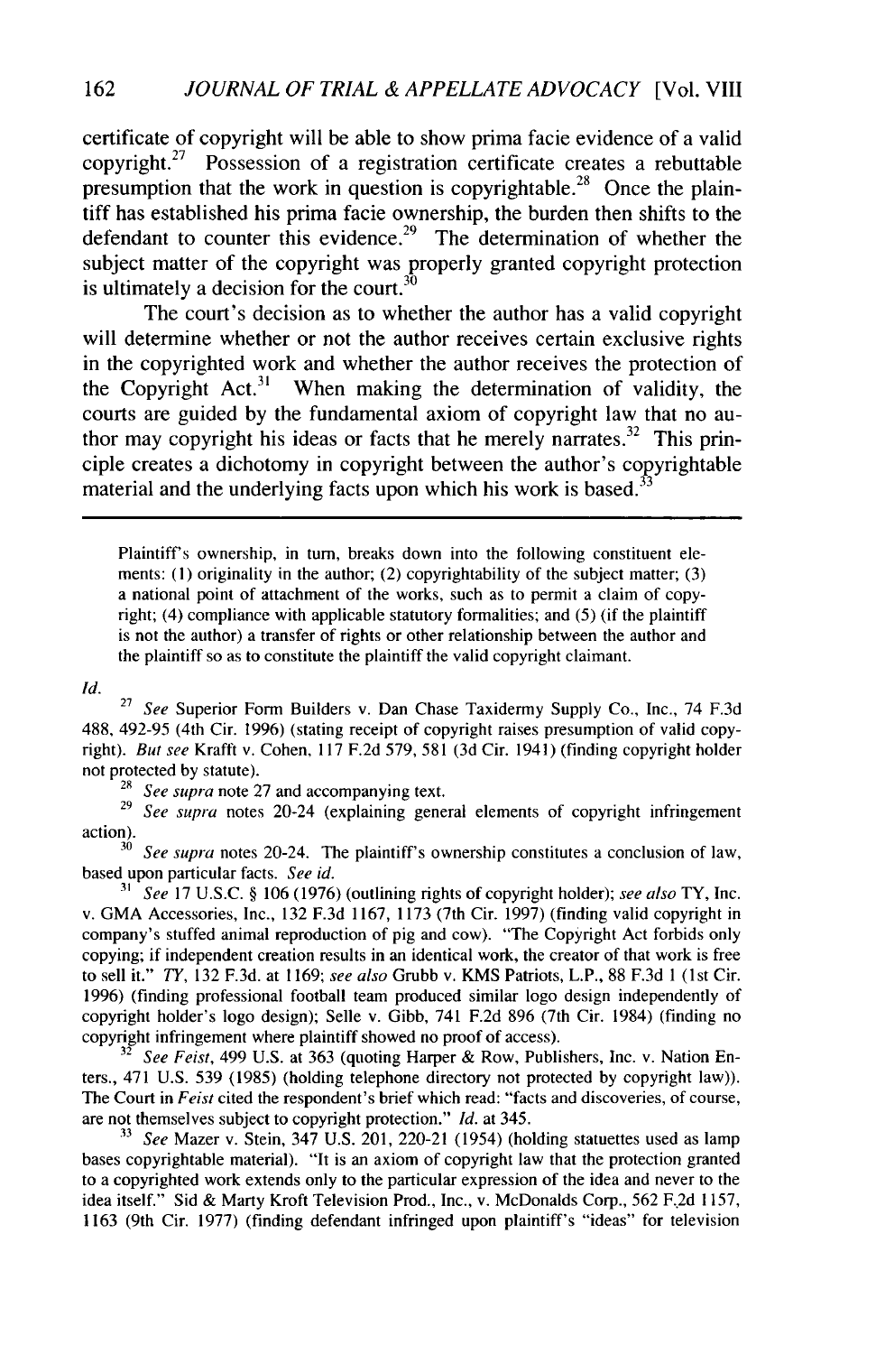certificate of copyright will be able to show prima facie evidence of a valid copyright.[27] Possession of a registration certificate creates a rebuttable presumption that the work in question is copyrightable.[28] Once the plaintiff has established his prima facie ownership, the burden then shifts to the defendant to counter this evidence.[29] The determination of whether the subject matter of the copyright was properly granted copyright protection is ultimately a decision for the court.[30]

The court's decision as to whether the author has a valid copyright will determine whether or not the author receives certain exclusive rights in the copyrighted work and whether the author receives the protection of the Copyright Act.[31] When making the determination of validity, the courts are guided by the fundamental axiom of copyright law that no author may copyright his ideas or facts that he merely narrates.[32] This principle creates a dichotomy in copyright between the author's copyrightable material and the underlying facts upon which his work is based.[33]

---

> Plaintiff's ownership, in turn, breaks down into the following constituent elements: (1) originality in the author; (2) copyrightability of the subject matter; (3) a national point of attachment of the works, such as to permit a claim of copyright; (4) compliance with applicable statutory formalities; and (5) (if the plaintiff is not the author) a transfer of rights or other relationship between the author and the plaintiff so as to constitute the plaintiff the valid copyright claimant.

*Id.*

[27] *See* Superior Form Builders v. Dan Chase Taxidermy Supply Co., Inc., 74 F.3d 488, 492-95 (4th Cir. 1996) (stating receipt of copyright raises presumption of valid copyright). *But see* Krafft v. Cohen, 117 F.2d 579, 581 (3d Cir. 1941) (finding copyright holder not protected by statute).

[28] *See supra* note 27 and accompanying text.

[29] *See supra* notes 20-24 (explaining general elements of copyright infringement action).

[30] *See supra* notes 20-24. The plaintiff's ownership constitutes a conclusion of law, based upon particular facts. *See id.*

[31] *See* 17 U.S.C. § 106 (1976) (outlining rights of copyright holder); *see also* TY, Inc. v. GMA Accessories, Inc., 132 F.3d 1167, 1173 (7th Cir. 1997) (finding valid copyright in company's stuffed animal reproduction of pig and cow). "The Copyright Act forbids only copying; if independent creation results in an identical work, the creator of that work is free to sell it." *TY*, 132 F.3d. at 1169; *see also* Grubb v. KMS Patriots, L.P., 88 F.3d 1 (1st Cir. 1996) (finding professional football team produced similar logo design independently of copyright holder's logo design); Selle v. Gibb, 741 F.2d 896 (7th Cir. 1984) (finding no copyright infringement where plaintiff showed no proof of access).

[32] *See Feist*, 499 U.S. at 363 (quoting Harper & Row, Publishers, Inc. v. Nation Enters., 471 U.S. 539 (1985) (holding telephone directory not protected by copyright law)). The Court in *Feist* cited the respondent's brief which read: "facts and discoveries, of course, are not themselves subject to copyright protection." *Id.* at 345.

[33] *See* Mazer v. Stein, 347 U.S. 201, 220-21 (1954) (holding statuettes used as lamp bases copyrightable material). "It is an axiom of copyright law that the protection granted to a copyrighted work extends only to the particular expression of the idea and never to the idea itself." Sid & Marty Kroft Television Prod., Inc., v. McDonalds Corp., 562 F.2d 1157, 1163 (9th Cir. 1977) (finding defendant infringed upon plaintiff's "ideas" for television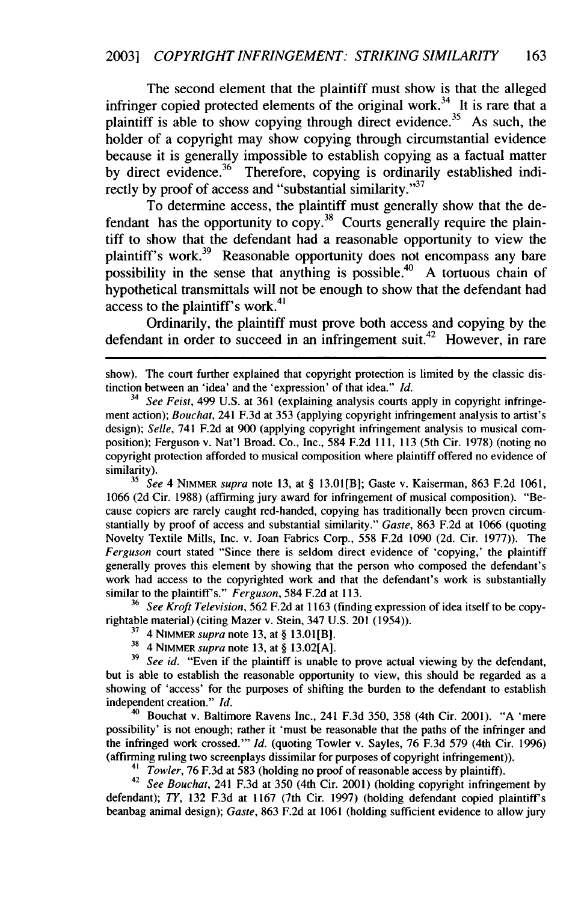The second element that the plaintiff must show is that the alleged infringer copied protected elements of the original work.[34] It is rare that a plaintiff is able to show copying through direct evidence.[35] As such, the holder of a copyright may show copying through circumstantial evidence because it is generally impossible to establish copying as a factual matter by direct evidence.[36] Therefore, copying is ordinarily established indirectly by proof of access and "substantial similarity."[37]

To determine access, the plaintiff must generally show that the defendant has the opportunity to copy.[38] Courts generally require the plaintiff to show that the defendant had a reasonable opportunity to view the plaintiff's work.[39] Reasonable opportunity does not encompass any bare possibility in the sense that anything is possible.[40] A tortuous chain of hypothetical transmittals will not be enough to show that the defendant had access to the plaintiff's work.[41]

Ordinarily, the plaintiff must prove both access and copying by the defendant in order to succeed in an infringement suit.[42] However, in rare

---

show). The court further explained that copyright protection is limited by the classic distinction between an 'idea' and the 'expression' of that idea." *Id.*

[34] *See Feist*, 499 U.S. at 361 (explaining analysis courts apply in copyright infringement action); *Bouchat*, 241 F.3d at 353 (applying copyright infringement analysis to artist's design); *Selle*, 741 F.2d at 900 (applying copyright infringement analysis to musical composition); Ferguson v. Nat'l Broad. Co., Inc., 584 F.2d 111, 113 (5th Cir. 1978) (noting no copyright protection afforded to musical composition where plaintiff offered no evidence of similarity).

[35] *See* 4 NIMMER *supra* note 13, at § 13.01[B]; Gaste v. Kaiserman, 863 F.2d 1061, 1066 (2d Cir. 1988) (affirming jury award for infringement of musical composition). "Because copiers are rarely caught red-handed, copying has traditionally been proven circumstantially by proof of access and substantial similarity." *Gaste*, 863 F.2d at 1066 (quoting Novelty Textile Mills, Inc. v. Joan Fabrics Corp., 558 F.2d 1090 (2d. Cir. 1977)). The *Ferguson* court stated "Since there is seldom direct evidence of 'copying,' the plaintiff generally proves this element by showing that the person who composed the defendant's work had access to the copyrighted work and that the defendant's work is substantially similar to the plaintiff's." *Ferguson*, 584 F.2d at 113.

[36] *See Kroft Television*, 562 F.2d at 1163 (finding expression of idea itself to be copyrightable material) (citing Mazer v. Stein, 347 U.S. 201 (1954)).

[37] 4 NIMMER *supra* note 13, at § 13.01[B].

[38] 4 NIMMER *supra* note 13, at § 13.02[A].

[39] *See id.* "Even if the plaintiff is unable to prove actual viewing by the defendant, but is able to establish the reasonable opportunity to view, this should be regarded as a showing of 'access' for the purposes of shifting the burden to the defendant to establish independent creation." *Id.*

[40] Bouchat v. Baltimore Ravens Inc., 241 F.3d 350, 358 (4th Cir. 2001). "A 'mere possibility' is not enough; rather it 'must be reasonable that the paths of the infringer and the infringed work crossed.'" *Id.* (quoting Towler v. Sayles, 76 F.3d 579 (4th Cir. 1996) (affirming ruling two screenplays dissimilar for purposes of copyright infringement)).

[41] *Towler*, 76 F.3d at 583 (holding no proof of reasonable access by plaintiff).

[42] *See Bouchat*, 241 F.3d at 350 (4th Cir. 2001) (holding copyright infringement by defendant); *TY*, 132 F.3d at 1167 (7th Cir. 1997) (holding defendant copied plaintiff's beanbag animal design); *Gaste*, 863 F.2d at 1061 (holding sufficient evidence to allow jury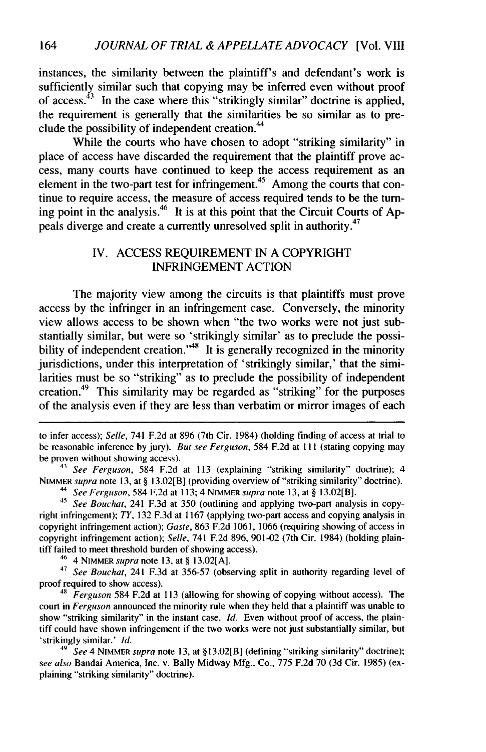instances, the similarity between the plaintiff's and defendant's work is sufficiently similar such that copying may be inferred even without proof of access.[43] In the case where this "strikingly similar" doctrine is applied, the requirement is generally that the similarities be so similar as to preclude the possibility of independent creation.[44]

While the courts who have chosen to adopt "striking similarity" in place of access have discarded the requirement that the plaintiff prove access, many courts have continued to keep the access requirement as an element in the two-part test for infringement.[45] Among the courts that continue to require access, the measure of access required tends to be the turning point in the analysis.[46] It is at this point that the Circuit Courts of Appeals diverge and create a currently unresolved split in authority.[47]

## IV. ACCESS REQUIREMENT IN A COPYRIGHT INFRINGEMENT ACTION

The majority view among the circuits is that plaintiffs must prove access by the infringer in an infringement case. Conversely, the minority view allows access to be shown when "the two works were not just substantially similar, but were so 'strikingly similar' as to preclude the possibility of independent creation."[48] It is generally recognized in the minority jurisdictions, under this interpretation of 'strikingly similar,' that the similarities must be so "striking" as to preclude the possibility of independent creation.[49] This similarity may be regarded as "striking" for the purposes of the analysis even if they are less than verbatim or mirror images of each

---

to infer access); *Selle*, 741 F.2d at 896 (7th Cir. 1984) (holding finding of access at trial to be reasonable inference by jury). *But see Ferguson*, 584 F.2d at 111 (stating copying may be proven without showing access).

[43] *See Ferguson*, 584 F.2d at 113 (explaining "striking similarity" doctrine); 4 NIMMER *supra* note 13, at § 13.02[B] (providing overview of "striking similarity" doctrine).

[44] *See Ferguson*, 584 F.2d at 113; 4 NIMMER *supra* note 13, at § 13.02[B].

[45] *See Bouchat*, 241 F.3d at 350 (outlining and applying two-part analysis in copyright infringement); *TY*, 132 F.3d at 1167 (applying two-part access and copying analysis in copyright infringement action); *Gaste*, 863 F.2d 1061, 1066 (requiring showing of access in copyright infringement action); *Selle*, 741 F.2d 896, 901-02 (7th Cir. 1984) (holding plaintiff failed to meet threshold burden of showing access).

[46] 4 NIMMER *supra* note 13, at § 13.02[A].

[47] *See Bouchat*, 241 F.3d at 356-57 (observing split in authority regarding level of proof required to show access).

[48] *Ferguson* 584 F.2d at 113 (allowing for showing of copying without access). The court in *Ferguson* announced the minority rule when they held that a plaintiff was unable to show "striking similarity" in the instant case. *Id.* Even without proof of access, the plaintiff could have shown infringement if the two works were not just substantially similar, but 'strikingly similar.' *Id.*

[49] *See* 4 NIMMER *supra* note 13, at §13.02[B] (defining "striking similarity" doctrine); *see also* Bandai America, Inc. v. Bally Midway Mfg., Co., 775 F.2d 70 (3d Cir. 1985) (explaining "striking similarity" doctrine).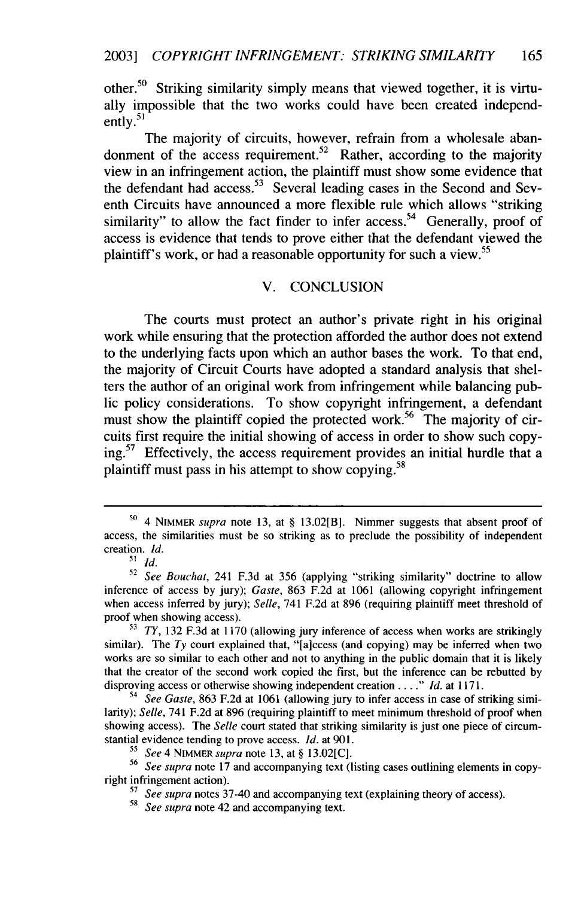other.[50] Striking similarity simply means that viewed together, it is virtually impossible that the two works could have been created independently.[51]

The majority of circuits, however, refrain from a wholesale abandonment of the access requirement.[52] Rather, according to the majority view in an infringement action, the plaintiff must show some evidence that the defendant had access.[53] Several leading cases in the Second and Seventh Circuits have announced a more flexible rule which allows "striking similarity" to allow the fact finder to infer access.[54] Generally, proof of access is evidence that tends to prove either that the defendant viewed the plaintiff's work, or had a reasonable opportunity for such a view.[55]

## V. CONCLUSION

The courts must protect an author's private right in his original work while ensuring that the protection afforded the author does not extend to the underlying facts upon which an author bases the work. To that end, the majority of Circuit Courts have adopted a standard analysis that shelters the author of an original work from infringement while balancing public policy considerations. To show copyright infringement, a defendant must show the plaintiff copied the protected work.[56] The majority of circuits first require the initial showing of access in order to show such copying.[57] Effectively, the access requirement provides an initial hurdle that a plaintiff must pass in his attempt to show copying.[58]

---

[50] 4 NIMMER *supra* note 13, at § 13.02[B]. Nimmer suggests that absent proof of access, the similarities must be so striking as to preclude the possibility of independent creation. *Id.*

[51] *Id.*

[52] *See Bouchat*, 241 F.3d at 356 (applying "striking similarity" doctrine to allow inference of access by jury); *Gaste*, 863 F.2d at 1061 (allowing copyright infringement when access inferred by jury); *Selle*, 741 F.2d at 896 (requiring plaintiff meet threshold of proof when showing access).

[53] *TY*, 132 F.3d at 1170 (allowing jury inference of access when works are strikingly similar). The *Ty* court explained that, "[a]ccess (and copying) may be inferred when two works are so similar to each other and not to anything in the public domain that it is likely that the creator of the second work copied the first, but the inference can be rebutted by disproving access or otherwise showing independent creation . . . ." *Id.* at 1171.

[54] *See Gaste*, 863 F.2d at 1061 (allowing jury to infer access in case of striking similarity); *Selle*, 741 F.2d at 896 (requiring plaintiff to meet minimum threshold of proof when showing access). The *Selle* court stated that striking similarity is just one piece of circumstantial evidence tending to prove access. *Id.* at 901.

[55] *See* 4 NIMMER *supra* note 13, at § 13.02[C].

[56] *See supra* note 17 and accompanying text (listing cases outlining elements in copyright infringement action).

[57] *See supra* notes 37-40 and accompanying text (explaining theory of access).

[58] *See supra* note 42 and accompanying text.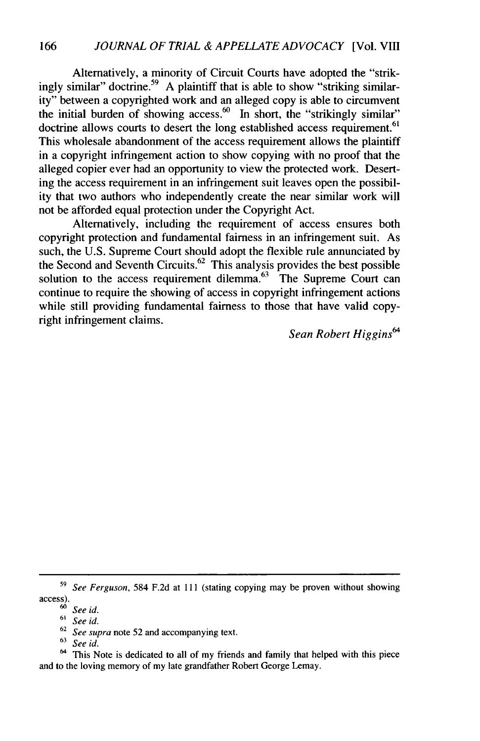Alternatively, a minority of Circuit Courts have adopted the "strikingly similar" doctrine.[59] A plaintiff that is able to show "striking similarity" between a copyrighted work and an alleged copy is able to circumvent the initial burden of showing access.[60] In short, the "strikingly similar" doctrine allows courts to desert the long established access requirement.[61] This wholesale abandonment of the access requirement allows the plaintiff in a copyright infringement action to show copying with no proof that the alleged copier ever had an opportunity to view the protected work. Deserting the access requirement in an infringement suit leaves open the possibility that two authors who independently create the near similar work will not be afforded equal protection under the Copyright Act.

Alternatively, including the requirement of access ensures both copyright protection and fundamental fairness in an infringement suit. As such, the U.S. Supreme Court should adopt the flexible rule annunciated by the Second and Seventh Circuits.[62] This analysis provides the best possible solution to the access requirement dilemma.[63] The Supreme Court can continue to require the showing of access in copyright infringement actions while still providing fundamental fairness to those that have valid copyright infringement claims.

*Sean Robert Higgins*[64]

---

[59] *See Ferguson*, 584 F.2d at 111 (stating copying may be proven without showing access).

[60] *See id.*

[61] *See id.*

[62] *See supra* note 52 and accompanying text.

[63] *See id.*

[64] This Note is dedicated to all of my friends and family that helped with this piece and to the loving memory of my late grandfather Robert George Lemay.